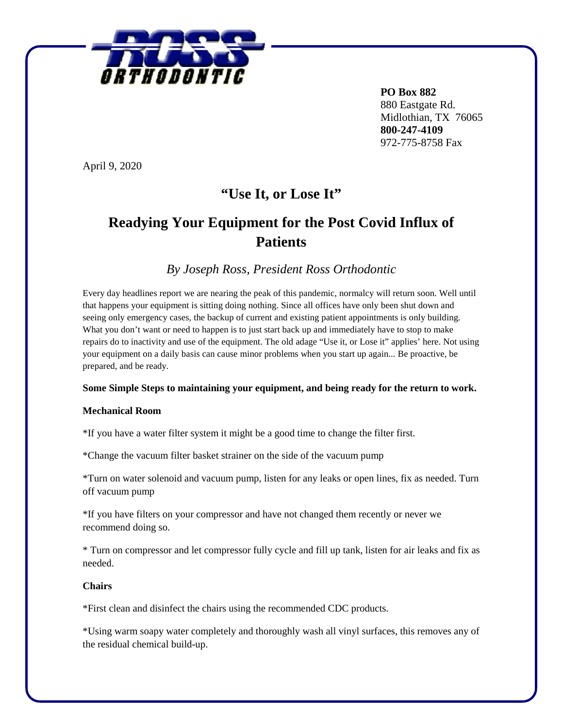ROSS ORTHODONTIC

**PO Box 882**
880 Eastgate Rd.
Midlothian, TX  76065
**800-247-4109**
972-775-8758 Fax

April 9, 2020

# "Use It, or Lose It"

# Readying Your Equipment for the Post Covid Influx of Patients

*By Joseph Ross, President Ross Orthodontic*

Every day headlines report we are nearing the peak of this pandemic, normalcy will return soon. Well until that happens your equipment is sitting doing nothing. Since all offices have only been shut down and seeing only emergency cases, the backup of current and existing patient appointments is only building. What you don't want or need to happen is to just start back up and immediately have to stop to make repairs do to inactivity and use of the equipment. The old adage "Use it, or Lose it" applies' here. Not using your equipment on a daily basis can cause minor problems when you start up again... Be proactive, be prepared, and be ready.

**Some Simple Steps to maintaining your equipment, and being ready for the return to work.**

**Mechanical Room**

*If you have a water filter system it might be a good time to change the filter first.

*Change the vacuum filter basket strainer on the side of the vacuum pump

*Turn on water solenoid and vacuum pump, listen for any leaks or open lines, fix as needed. Turn off vacuum pump

*If you have filters on your compressor and have not changed them recently or never we recommend doing so.

* Turn on compressor and let compressor fully cycle and fill up tank, listen for air leaks and fix as needed.

**Chairs**

*First clean and disinfect the chairs using the recommended CDC products.

*Using warm soapy water completely and thoroughly wash all vinyl surfaces, this removes any of the residual chemical build-up.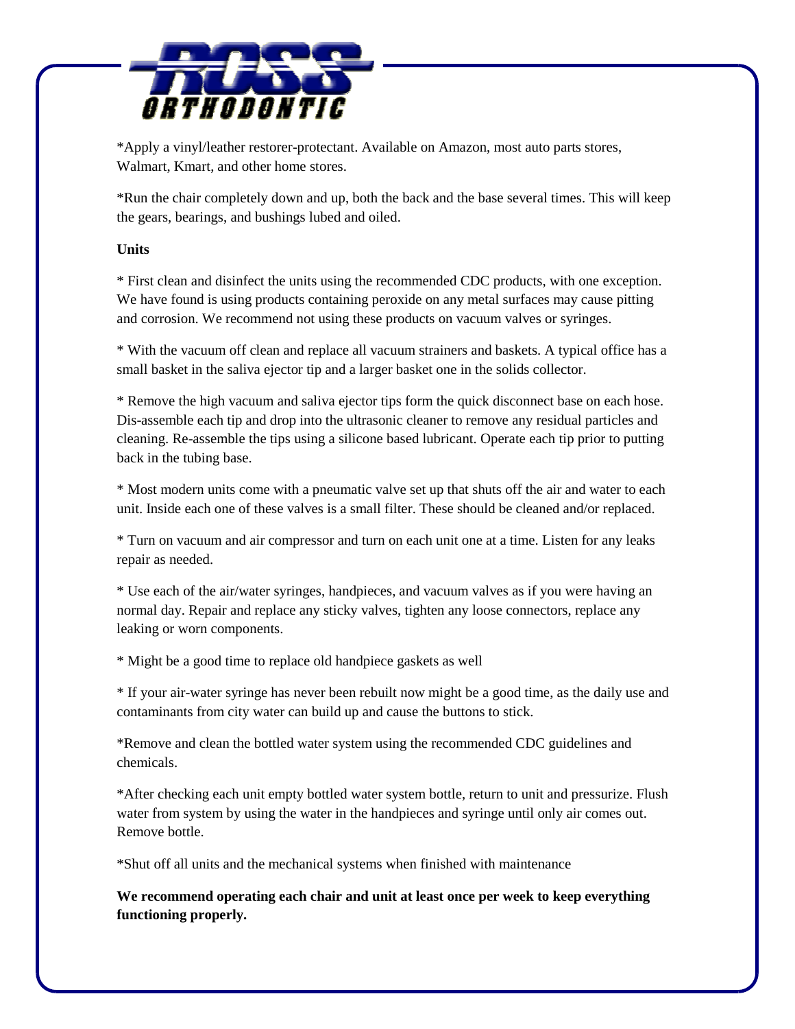*Apply a vinyl/leather restorer-protectant. Available on Amazon, most auto parts stores, Walmart, Kmart, and other home stores.

*Run the chair completely down and up, both the back and the base several times. This will keep the gears, bearings, and bushings lubed and oiled.

**Units**

* First clean and disinfect the units using the recommended CDC products, with one exception. We have found is using products containing peroxide on any metal surfaces may cause pitting and corrosion. We recommend not using these products on vacuum valves or syringes.

* With the vacuum off clean and replace all vacuum strainers and baskets. A typical office has a small basket in the saliva ejector tip and a larger basket one in the solids collector.

* Remove the high vacuum and saliva ejector tips form the quick disconnect base on each hose. Dis-assemble each tip and drop into the ultrasonic cleaner to remove any residual particles and cleaning. Re-assemble the tips using a silicone based lubricant. Operate each tip prior to putting back in the tubing base.

* Most modern units come with a pneumatic valve set up that shuts off the air and water to each unit. Inside each one of these valves is a small filter. These should be cleaned and/or replaced.

* Turn on vacuum and air compressor and turn on each unit one at a time. Listen for any leaks repair as needed.

* Use each of the air/water syringes, handpieces, and vacuum valves as if you were having an normal day. Repair and replace any sticky valves, tighten any loose connectors, replace any leaking or worn components.

* Might be a good time to replace old handpiece gaskets as well

* If your air-water syringe has never been rebuilt now might be a good time, as the daily use and contaminants from city water can build up and cause the buttons to stick.

*Remove and clean the bottled water system using the recommended CDC guidelines and chemicals.

*After checking each unit empty bottled water system bottle, return to unit and pressurize. Flush water from system by using the water in the handpieces and syringe until only air comes out. Remove bottle.

*Shut off all units and the mechanical systems when finished with maintenance

**We recommend operating each chair and unit at least once per week to keep everything functioning properly.**